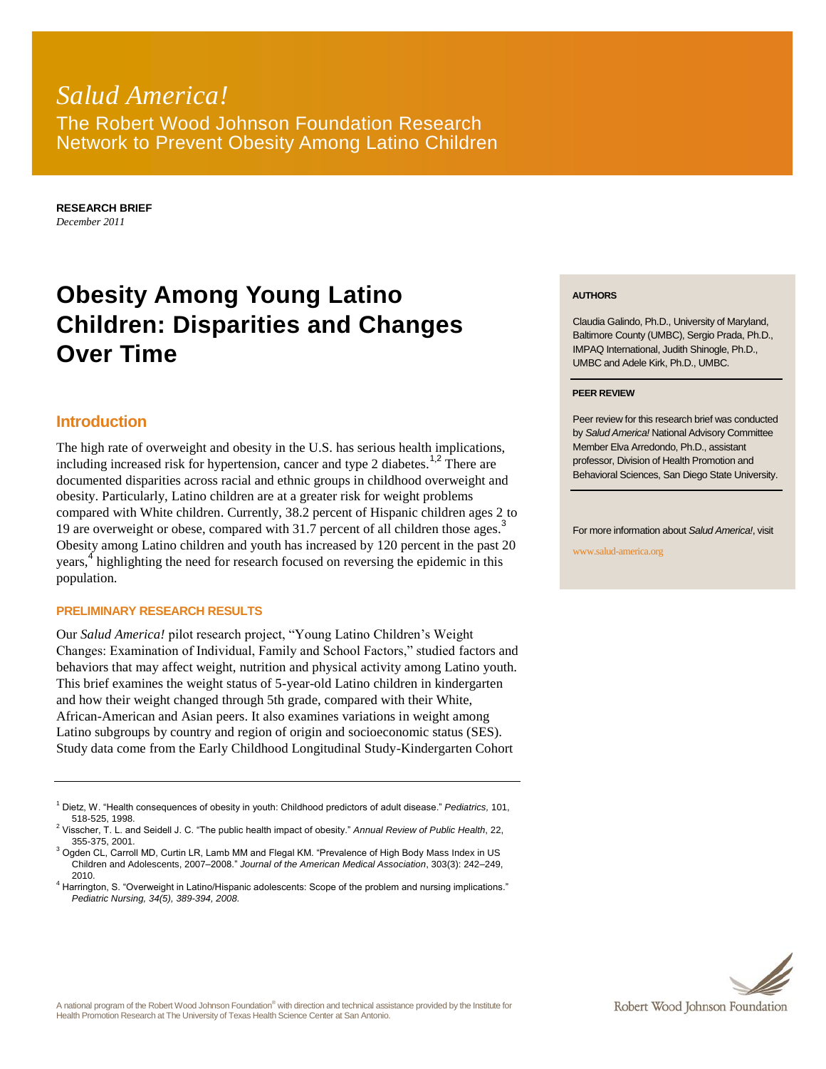*Salud America!*

The Robert Wood Johnson Foundation Research Network to Prevent Obesity Among Latino Children

**RESEARCH BRIEF**
*December 2011*

# Obesity Among Young Latino Children: Disparities and Changes Over Time

**AUTHORS**

Claudia Galindo, Ph.D., University of Maryland, Baltimore County (UMBC), Sergio Prada, Ph.D., IMPAQ International, Judith Shinogle, Ph.D., UMBC and Adele Kirk, Ph.D., UMBC.

**PEER REVIEW**

Peer review for this research brief was conducted by *Salud America!* National Advisory Committee Member Elva Arredondo, Ph.D., assistant professor, Division of Health Promotion and Behavioral Sciences, San Diego State University.

For more information about *Salud America!*, visit www.salud-america.org

## Introduction

The high rate of overweight and obesity in the U.S. has serious health implications, including increased risk for hypertension, cancer and type 2 diabetes.[1,2] There are documented disparities across racial and ethnic groups in childhood overweight and obesity. Particularly, Latino children are at a greater risk for weight problems compared with White children. Currently, 38.2 percent of Hispanic children ages 2 to 19 are overweight or obese, compared with 31.7 percent of all children those ages.[3] Obesity among Latino children and youth has increased by 120 percent in the past 20 years,[4] highlighting the need for research focused on reversing the epidemic in this population.

### PRELIMINARY RESEARCH RESULTS

Our *Salud America!* pilot research project, "Young Latino Children's Weight Changes: Examination of Individual, Family and School Factors," studied factors and behaviors that may affect weight, nutrition and physical activity among Latino youth. This brief examines the weight status of 5-year-old Latino children in kindergarten and how their weight changed through 5th grade, compared with their White, African-American and Asian peers. It also examines variations in weight among Latino subgroups by country and region of origin and socioeconomic status (SES). Study data come from the Early Childhood Longitudinal Study-Kindergarten Cohort

---

[1] Dietz, W. "Health consequences of obesity in youth: Childhood predictors of adult disease." *Pediatrics,* 101, 518-525, 1998.

[2] Visscher, T. L. and Seidell J. C. "The public health impact of obesity." *Annual Review of Public Health*, 22, 355-375, 2001.

[3] Ogden CL, Carroll MD, Curtin LR, Lamb MM and Flegal KM. "Prevalence of High Body Mass Index in US Children and Adolescents, 2007–2008." *Journal of the American Medical Association*, 303(3): 242–249, 2010.

[4] Harrington, S. "Overweight in Latino/Hispanic adolescents: Scope of the problem and nursing implications." *Pediatric Nursing, 34(5), 389-394, 2008.*

A national program of the Robert Wood Johnson Foundation® with direction and technical assistance provided by the Institute for Health Promotion Research at The University of Texas Health Science Center at San Antonio.

Robert Wood Johnson Foundation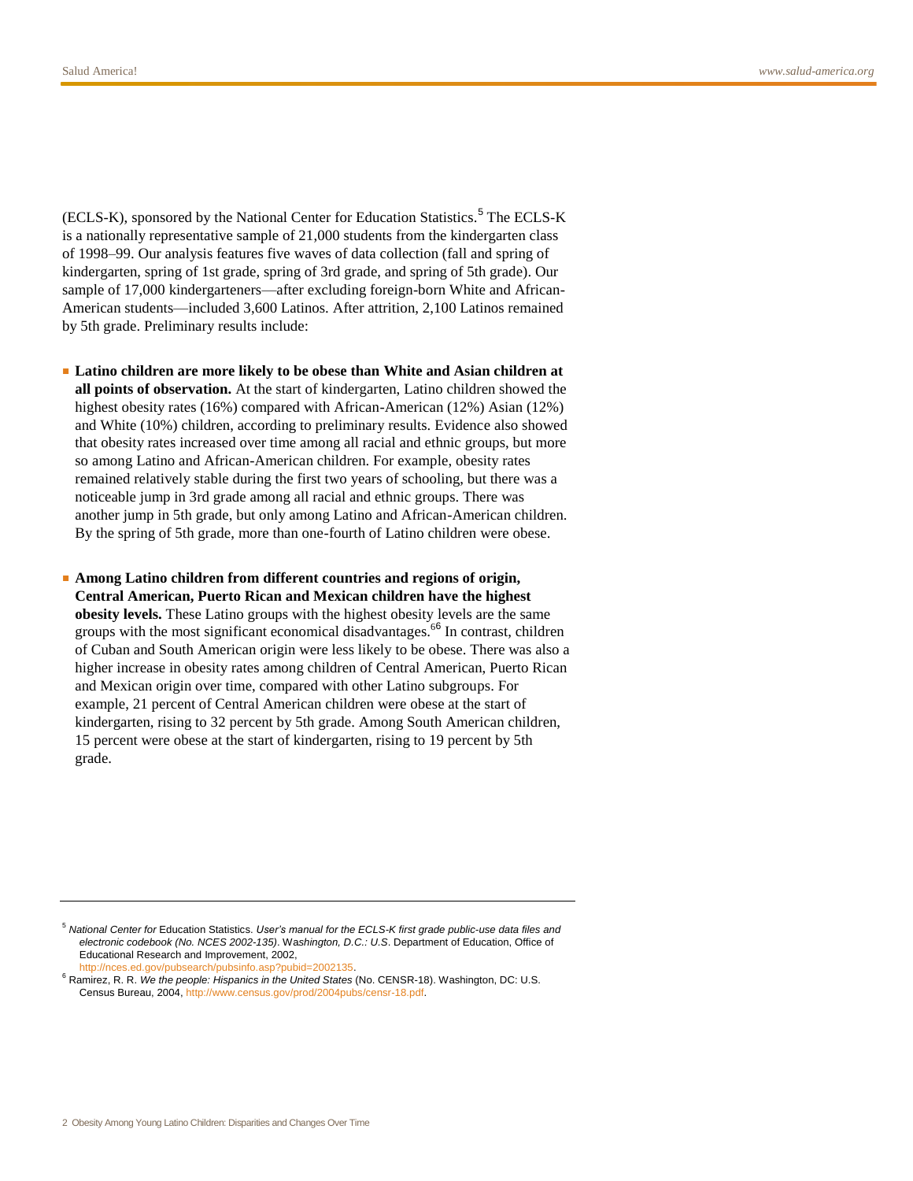(ECLS-K), sponsored by the National Center for Education Statistics.[5] The ECLS-K is a nationally representative sample of 21,000 students from the kindergarten class of 1998–99. Our analysis features five waves of data collection (fall and spring of kindergarten, spring of 1st grade, spring of 3rd grade, and spring of 5th grade). Our sample of 17,000 kindergarteners—after excluding foreign-born White and African-American students—included 3,600 Latinos. After attrition, 2,100 Latinos remained by 5th grade. Preliminary results include:

- **Latino children are more likely to be obese than White and Asian children at all points of observation.** At the start of kindergarten, Latino children showed the highest obesity rates (16%) compared with African-American (12%) Asian (12%) and White (10%) children, according to preliminary results. Evidence also showed that obesity rates increased over time among all racial and ethnic groups, but more so among Latino and African-American children. For example, obesity rates remained relatively stable during the first two years of schooling, but there was a noticeable jump in 3rd grade among all racial and ethnic groups. There was another jump in 5th grade, but only among Latino and African-American children. By the spring of 5th grade, more than one-fourth of Latino children were obese.

- **Among Latino children from different countries and regions of origin, Central American, Puerto Rican and Mexican children have the highest obesity levels.** These Latino groups with the highest obesity levels are the same groups with the most significant economical disadvantages.[66] In contrast, children of Cuban and South American origin were less likely to be obese. There was also a higher increase in obesity rates among children of Central American, Puerto Rican and Mexican origin over time, compared with other Latino subgroups. For example, 21 percent of Central American children were obese at the start of kindergarten, rising to 32 percent by 5th grade. Among South American children, 15 percent were obese at the start of kindergarten, rising to 19 percent by 5th grade.

---

[5] *National Center for* Education Statistics. *User's manual for the ECLS-K first grade public-use data files and electronic codebook (No. NCES 2002-135)*. W*ashington, D.C.: U.S*. Department of Education, Office of Educational Research and Improvement, 2002, http://nces.ed.gov/pubsearch/pubsinfo.asp?pubid=2002135.

[6] Ramirez, R. R. *We the people: Hispanics in the United States* (No. CENSR-18). Washington, DC: U.S. Census Bureau, 2004, http://www.census.gov/prod/2004pubs/censr-18.pdf.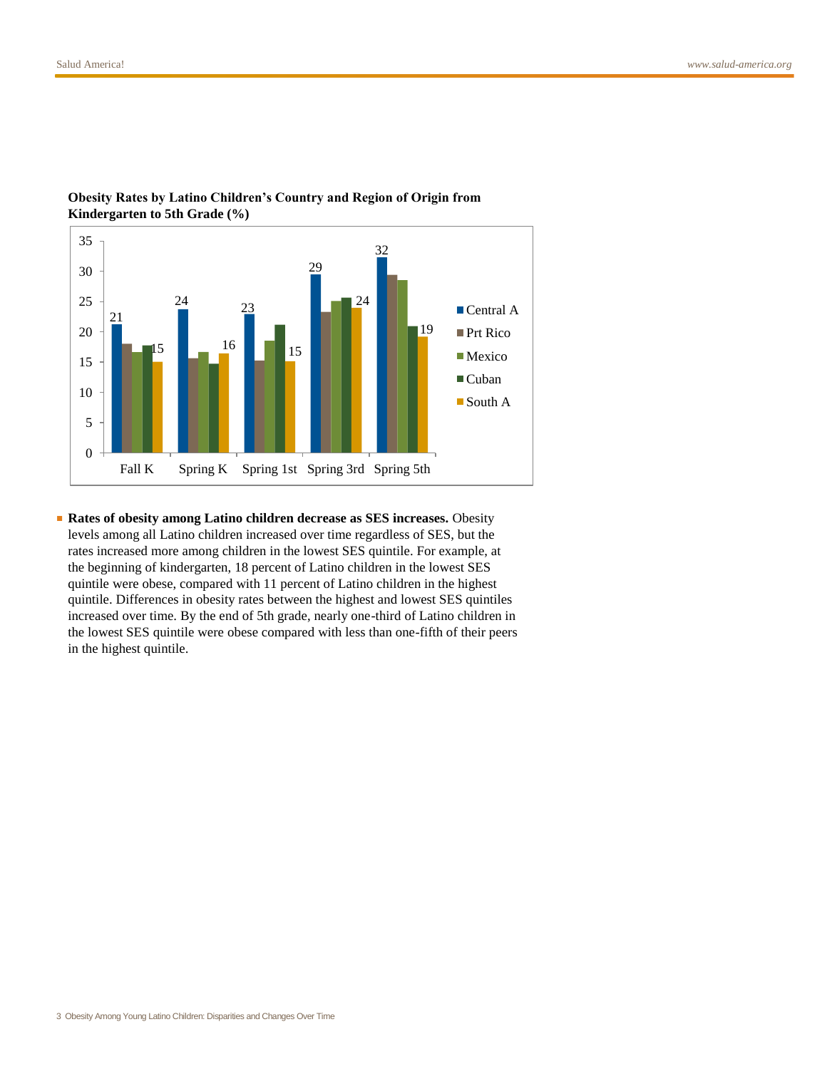**Obesity Rates by Latino Children's Country and Region of Origin from Kindergarten to 5th Grade (%)**

- **Rates of obesity among Latino children decrease as SES increases.** Obesity levels among all Latino children increased over time regardless of SES, but the rates increased more among children in the lowest SES quintile. For example, at the beginning of kindergarten, 18 percent of Latino children in the lowest SES quintile were obese, compared with 11 percent of Latino children in the highest quintile. Differences in obesity rates between the highest and lowest SES quintiles increased over time. By the end of 5th grade, nearly one-third of Latino children in the lowest SES quintile were obese compared with less than one-fifth of their peers in the highest quintile.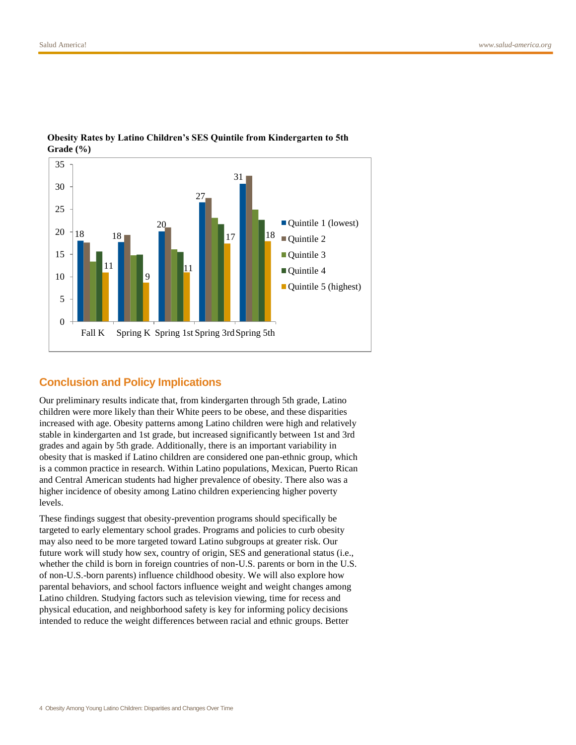**Obesity Rates by Latino Children's SES Quintile from Kindergarten to 5th Grade (%)**

| | Quintile 1 (lowest) | Quintile 2 | Quintile 3 | Quintile 4 | Quintile 5 (highest) |
|---|---|---|---|---|---|
| Fall K | 18 | | | | 11 |
| Spring K | 18 | | | | 9 |
| Spring 1st | 20 | | | | 11 |
| Spring 3rd | 27 | | | | 17 |
| Spring 5th | 31 | | | | 18 |

## Conclusion and Policy Implications

Our preliminary results indicate that, from kindergarten through 5th grade, Latino children were more likely than their White peers to be obese, and these disparities increased with age. Obesity patterns among Latino children were high and relatively stable in kindergarten and 1st grade, but increased significantly between 1st and 3rd grades and again by 5th grade. Additionally, there is an important variability in obesity that is masked if Latino children are considered one pan-ethnic group, which is a common practice in research. Within Latino populations, Mexican, Puerto Rican and Central American students had higher prevalence of obesity. There also was a higher incidence of obesity among Latino children experiencing higher poverty levels.

These findings suggest that obesity-prevention programs should specifically be targeted to early elementary school grades. Programs and policies to curb obesity may also need to be more targeted toward Latino subgroups at greater risk. Our future work will study how sex, country of origin, SES and generational status (i.e., whether the child is born in foreign countries of non-U.S. parents or born in the U.S. of non-U.S.-born parents) influence childhood obesity. We will also explore how parental behaviors, and school factors influence weight and weight changes among Latino children. Studying factors such as television viewing, time for recess and physical education, and neighborhood safety is key for informing policy decisions intended to reduce the weight differences between racial and ethnic groups. Better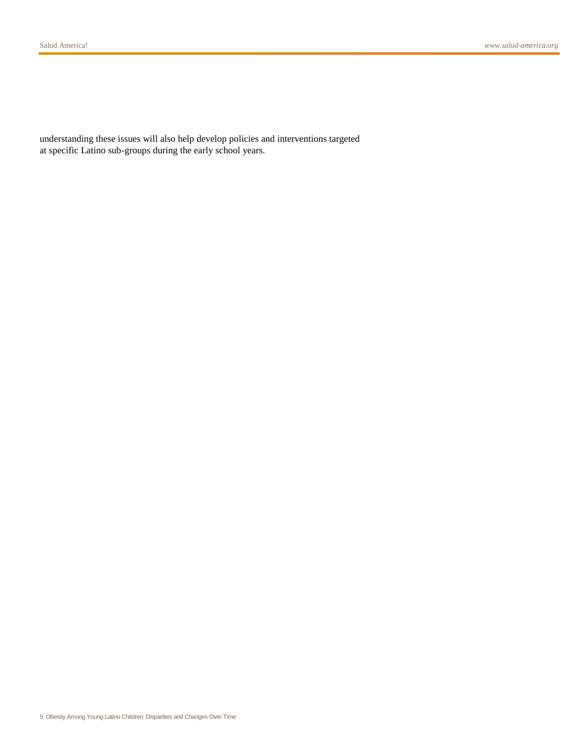understanding these issues will also help develop policies and interventions targeted at specific Latino sub-groups during the early school years.